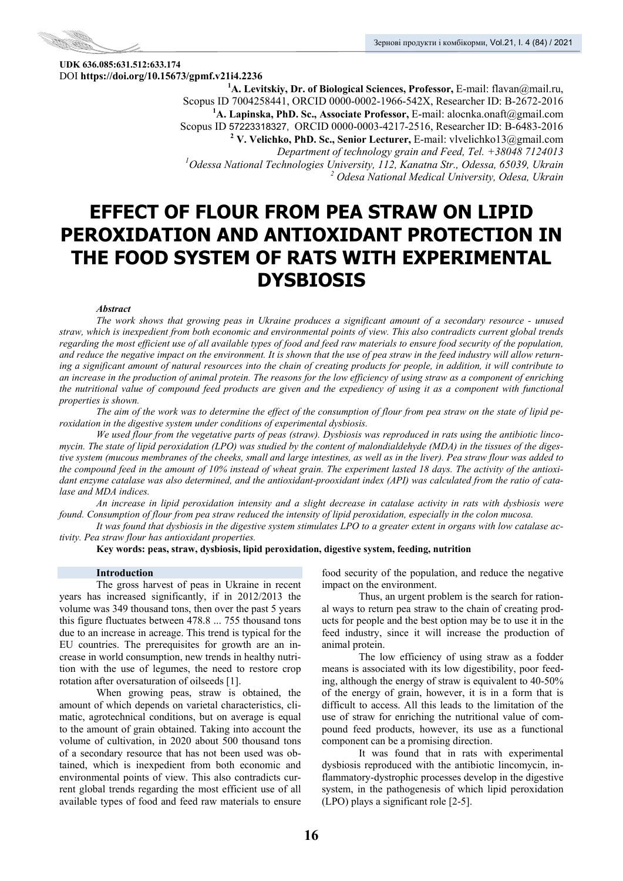**UDK 636.085:631.512:633.174**
DOI **https://doi.org/10.15673/gpmf.v21i4.2236**

[1]**A. Levitskiy, Dr. of Biological Sciences, Professor,** E-mail: flavan@mail.ru,
Scopus ID 7004258441, ORCID 0000-0002-1966-542X, Researcher ID: B-2672-2016
[1]**A. Lapinska, PhD. Sc., Associate Professor,** E-mail: alocnka.onaft@gmail.com
Scopus ID 57223318327, ORCID 0000-0003-4217-2516, Researcher ID: B-6483-2016
[2] **V. Velichko, PhD. Sc., Senior Lecturer,** E-mail: vlvelichko13@gmail.com
*Department of technology grain and Feed, Tel. +38048 7124013*
[1]*Odessa National Technologies University, 112, Kanatna Str., Odessa, 65039, Ukrain*
[2] *Odesa National Medical University, Odesa, Ukrain*

# EFFECT OF FLOUR FROM PEA STRAW ON LIPID PEROXIDATION AND ANTIOXIDANT PROTECTION IN THE FOOD SYSTEM OF RATS WITH EXPERIMENTAL DYSBIOSIS

***Abstract***

*The work shows that growing peas in Ukraine produces a significant amount of a secondary resource - unused straw, which is inexpedient from both economic and environmental points of view. This also contradicts current global trends regarding the most efficient use of all available types of food and feed raw materials to ensure food security of the population, and reduce the negative impact on the environment. It is shown that the use of pea straw in the feed industry will allow returning a significant amount of natural resources into the chain of creating products for people, in addition, it will contribute to an increase in the production of animal protein. The reasons for the low efficiency of using straw as a component of enriching the nutritional value of compound feed products are given and the expediency of using it as a component with functional properties is shown.*

*The aim of the work was to determine the effect of the consumption of flour from pea straw on the state of lipid peroxidation in the digestive system under conditions of experimental dysbiosis.*

*We used flour from the vegetative parts of peas (straw). Dysbiosis was reproduced in rats using the antibiotic lincomycin. The state of lipid peroxidation (LPO) was studied by the content of malondialdehyde (MDA) in the tissues of the digestive system (mucous membranes of the cheeks, small and large intestines, as well as in the liver). Pea straw flour was added to the compound feed in the amount of 10% instead of wheat grain. The experiment lasted 18 days. The activity of the antioxidant enzyme catalase was also determined, and the antioxidant-prooxidant index (API) was calculated from the ratio of catalase and MDA indices.*

*An increase in lipid peroxidation intensity and a slight decrease in catalase activity in rats with dysbiosis were found. Consumption of flour from pea straw reduced the intensity of lipid peroxidation, especially in the colon mucosa.*

*It was found that dysbiosis in the digestive system stimulates LPO to a greater extent in organs with low catalase activity. Pea straw flour has antioxidant properties.*

**Key words: peas, straw, dysbiosis, lipid peroxidation, digestive system, feeding, nutrition**

## Introduction

The gross harvest of peas in Ukraine in recent years has increased significantly, if in 2012/2013 the volume was 349 thousand tons, then over the past 5 years this figure fluctuates between 478.8 ... 755 thousand tons due to an increase in acreage. This trend is typical for the EU countries. The prerequisites for growth are an increase in world consumption, new trends in healthy nutrition with the use of legumes, the need to restore crop rotation after oversaturation of oilseeds [1].

When growing peas, straw is obtained, the amount of which depends on varietal characteristics, climatic, agrotechnical conditions, but on average is equal to the amount of grain obtained. Taking into account the volume of cultivation, in 2020 about 500 thousand tons of a secondary resource that has not been used was obtained, which is inexpedient from both economic and environmental points of view. This also contradicts current global trends regarding the most efficient use of all available types of food and feed raw materials to ensure food security of the population, and reduce the negative impact on the environment.

Thus, an urgent problem is the search for rational ways to return pea straw to the chain of creating products for people and the best option may be to use it in the feed industry, since it will increase the production of animal protein.

The low efficiency of using straw as a fodder means is associated with its low digestibility, poor feeding, although the energy of straw is equivalent to 40-50% of the energy of grain, however, it is in a form that is difficult to access. All this leads to the limitation of the use of straw for enriching the nutritional value of compound feed products, however, its use as a functional component can be a promising direction.

It was found that in rats with experimental dysbiosis reproduced with the antibiotic lincomycin, inflammatory-dystrophic processes develop in the digestive system, in the pathogenesis of which lipid peroxidation (LPO) plays a significant role [2-5].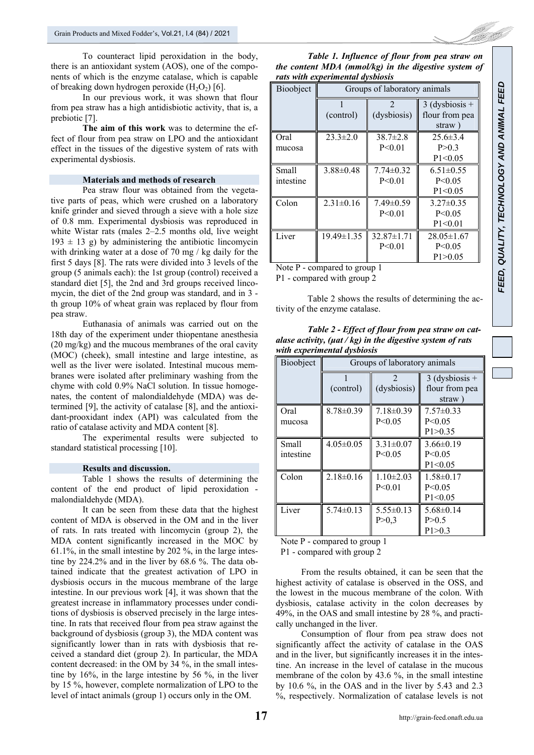To counteract lipid peroxidation in the body, there is an antioxidant system (AOS), one of the components of which is the enzyme catalase, which is capable of breaking down hydrogen peroxide ($H_2O_2$) [6].

In our previous work, it was shown that flour from pea straw has a high antidisbiotic activity, that is, a prebiotic [7].

**The aim of this work** was to determine the effect of flour from pea straw on LPO and the antioxidant effect in the tissues of the digestive system of rats with experimental dysbiosis.

### Materials and methods of research

Pea straw flour was obtained from the vegetative parts of peas, which were crushed on a laboratory knife grinder and sieved through a sieve with a hole size of 0.8 mm. Experimental dysbiosis was reproduced in white Wistar rats (males 2–2.5 months old, live weight 193 ± 13 g) by administering the antibiotic lincomycin with drinking water at a dose of 70 mg / kg daily for the first 5 days [8]. The rats were divided into 3 levels of the group (5 animals each): the 1st group (control) received a standard diet [5], the 2nd and 3rd groups received lincomycin, the diet of the 2nd group was standard, and in 3 - th group 10% of wheat grain was replaced by flour from pea straw.

Euthanasia of animals was carried out on the 18th day of the experiment under thiopentane anesthesia (20 mg/kg) and the mucous membranes of the oral cavity (MOC) (cheek), small intestine and large intestine, as well as the liver were isolated. Intestinal mucous membranes were isolated after preliminary washing from the chyme with cold 0.9% NaCl solution. In tissue homogenates, the content of malondialdehyde (MDA) was determined [9], the activity of catalase [8], and the antioxidant-prooxidant index (API) was calculated from the ratio of catalase activity and MDA content [8].

The experimental results were subjected to standard statistical processing [10].

### Results and discussion.

Table 1 shows the results of determining the content of the end product of lipid peroxidation - malondialdehyde (MDA).

It can be seen from these data that the highest content of MDA is observed in the OM and in the liver of rats. In rats treated with lincomycin (group 2), the MDA content significantly increased in the MOC by 61.1%, in the small intestine by 202 %, in the large intestine by 224.2% and in the liver by 68.6 %. The data obtained indicate that the greatest activation of LPO in dysbiosis occurs in the mucous membrane of the large intestine. In our previous work [4], it was shown that the greatest increase in inflammatory processes under conditions of dysbiosis is observed precisely in the large intestine. In rats that received flour from pea straw against the background of dysbiosis (group 3), the MDA content was significantly lower than in rats with dysbiosis that received a standard diet (group 2). In particular, the MDA content decreased: in the OM by 34 %, in the small intestine by 16%, in the large intestine by 56 %, in the liver by 15 %, however, complete normalization of LPO to the level of intact animals (group 1) occurs only in the OM.

***Table 1. Influence of flour from pea straw on the content MDA (mmol/kg) in the digestive system of rats with experimental dysbiosis***

| Bioobject | Groups of laboratory animals | | |
|---|---|---|---|
| | 1 (control) | 2 (dysbiosis) | 3 (dysbiosis + flour from pea straw ) |
| Oral mucosa | 23.3±2.0 | 38.7±2.8 P<0.01 | 25.6±3.4 P>0.3 P1<0.05 |
| Small intestine | 3.88±0.48 | 7.74±0.32 P<0.01 | 6.51±0.55 P<0.05 P1<0.05 |
| Colon | 2.31±0.16 | 7.49±0.59 P<0.01 | 3.27±0.35 P<0.05 P1<0.01 |
| Liver | 19.49±1.35 | 32.87±1.71 P<0.01 | 28.05±1.67 P<0.05 P1>0.05 |

Note P - compared to group 1

P1 - compared with group 2

Table 2 shows the results of determining the activity of the enzyme catalase.

***Table 2 - Effect of flour from pea straw on catalase activity, (μat / kg) in the digestive system of rats with experimental dysbiosis***

| Bioobject | Groups of laboratory animals | | |
|---|---|---|---|
| | 1 (control) | 2 (dysbiosis) | 3 (dysbiosis + flour from pea straw ) |
| Oral mucosa | 8.78±0.39 | 7.18±0.39 P<0.05 | 7.57±0.33 P<0.05 P1>0.35 |
| Small intestine | 4.05±0.05 | 3.31±0.07 P<0.05 | 3.66±0.19 P<0.05 P1<0.05 |
| Colon | 2.18±0.16 | 1.10±2.03 P<0.01 | 1.58±0.17 P<0.05 P1<0.05 |
| Liver | 5.74±0.13 | 5.55±0.13 P>0,3 | 5.68±0.14 P>0.5 P1>0.3 |

Note P - compared to group 1

P1 - compared with group 2

From the results obtained, it can be seen that the highest activity of catalase is observed in the OSS, and the lowest in the mucous membrane of the colon. With dysbiosis, catalase activity in the colon decreases by 49%, in the OAS and small intestine by 28 %, and practically unchanged in the liver.

Consumption of flour from pea straw does not significantly affect the activity of catalase in the OAS and in the liver, but significantly increases it in the intestine. An increase in the level of catalase in the mucous membrane of the colon by 43.6 %, in the small intestine by 10.6 %, in the OAS and in the liver by 5.43 and 2.3 %, respectively. Normalization of catalase levels is not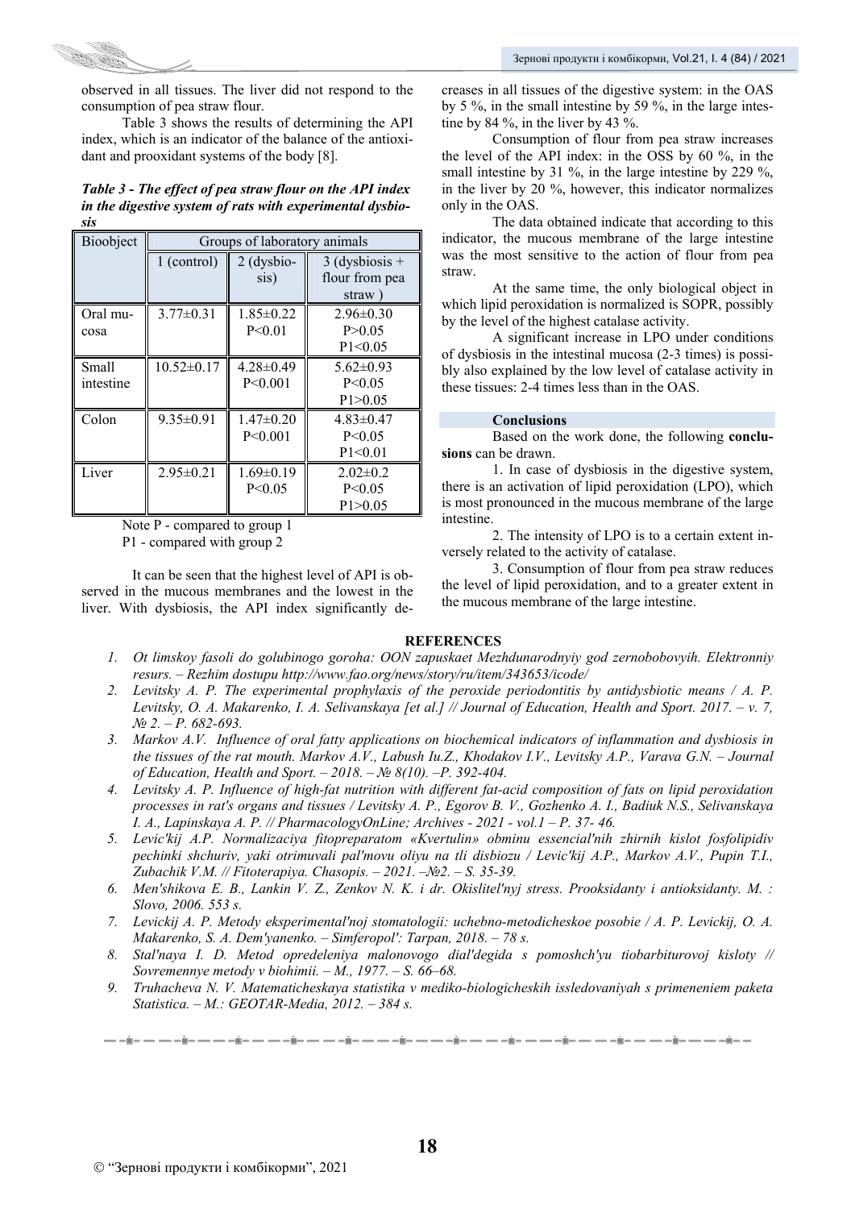observed in all tissues. The liver did not respond to the consumption of pea straw flour.

Table 3 shows the results of determining the API index, which is an indicator of the balance of the antioxidant and prooxidant systems of the body [8].

***Table 3 - The effect of pea straw flour on the API index in the digestive system of rats with experimental dysbiosis***

| Bioobject | Groups of laboratory animals | | |
|---|---|---|---|
| | 1 (control) | 2 (dysbiosis) | 3 (dysbiosis + flour from pea straw ) |
| Oral mucosa | 3.77±0.31 | 1.85±0.22 P<0.01 | 2.96±0.30 P>0.05 P1<0.05 |
| Small intestine | 10.52±0.17 | 4.28±0.49 P<0.001 | 5.62±0.93 P<0.05 P1>0.05 |
| Colon | 9.35±0.91 | 1.47±0.20 P<0.001 | 4.83±0.47 P<0.05 P1<0.01 |
| Liver | 2.95±0.21 | 1.69±0.19 P<0.05 | 2.02±0.2 P<0.05 P1>0.05 |

Note P - compared to group 1
P1 - compared with group 2

It can be seen that the highest level of API is observed in the mucous membranes and the lowest in the liver. With dysbiosis, the API index significantly decreases in all tissues of the digestive system: in the OAS by 5 %, in the small intestine by 59 %, in the large intestine by 84 %, in the liver by 43 %.

Consumption of flour from pea straw increases the level of the API index: in the OSS by 60 %, in the small intestine by 31 %, in the large intestine by 229 %, in the liver by 20 %, however, this indicator normalizes only in the OAS.

The data obtained indicate that according to this indicator, the mucous membrane of the large intestine was the most sensitive to the action of flour from pea straw.

At the same time, the only biological object in which lipid peroxidation is normalized is SOPR, possibly by the level of the highest catalase activity.

A significant increase in LPO under conditions of dysbiosis in the intestinal mucosa (2-3 times) is possibly also explained by the low level of catalase activity in these tissues: 2-4 times less than in the OAS.

## Conclusions

Based on the work done, the following **conclusions** can be drawn.

1. In case of dysbiosis in the digestive system, there is an activation of lipid peroxidation (LPO), which is most pronounced in the mucous membrane of the large intestine.

2. The intensity of LPO is to a certain extent inversely related to the activity of catalase.

3. Consumption of flour from pea straw reduces the level of lipid peroxidation, and to a greater extent in the mucous membrane of the large intestine.

## REFERENCES

1. *Ot limskoy fasoli do golubinogo goroha: OON zapuskaet Mezhdunarodnyiy god zernobobovyih. Elektronniy resurs. – Rezhim dostupu http://www.fao.org/news/story/ru/item/343653/icode/*
2. *Levitsky A. P. The experimental prophylaxis of the peroxide periodontitis by antidysbiotic means / A. P. Levitsky, O. A. Makarenko, I. A. Selivanskaya [et al.] // Journal of Education, Health and Sport. 2017. – v. 7, № 2. – P. 682-693.*
3. *Markov A.V. Influence of oral fatty applications on biochemical indicators of inflammation and dysbiosis in the tissues of the rat mouth. Markov A.V., Labush Iu.Z., Khodakov I.V., Levitsky A.P., Varava G.N. – Journal of Education, Health and Sport. – 2018. – № 8(10). –P. 392-404.*
4. *Levitsky A. P. Influence of high-fat nutrition with different fat-acid composition of fats on lipid peroxidation processes in rat's organs and tissues / Levitsky A. P., Egorov B. V., Gozhenko A. I., Badiuk N.S., Selivanskaya I. A., Lapinskaya A. P. // PharmacologyOnLine; Archives - 2021 - vol.1 – P. 37- 46.*
5. *Levic'kij A.P. Normalizaciya fitopreparatom «Kvertulin» obminu essencial'nih zhirnih kislot fosfolipidiv pechinki shchuriv, yaki otrimuvali pal'movu oliyu na tli disbiozu / Levic'kij A.P., Markov A.V., Pupin T.I., Zubachik V.M. // Fitoterapiya. Chasopis. – 2021. –№2. – S. 35-39.*
6. *Men'shikova E. B., Lankin V. Z., Zenkov N. K. i dr. Okislitel'nyj stress. Prooksidanty i antioksidanty. M. : Slovo, 2006. 553 s.*
7. *Levickij A. P. Metody eksperimental'noj stomatologii: uchebno-metodicheskoe posobie / A. P. Levickij, O. A. Makarenko, S. A. Dem'yanenko. – Simferopol': Tarpan, 2018. – 78 s.*
8. *Stal'naya I. D. Metod opredeleniya malonovogo dial'degida s pomoshch'yu tiobarbiturovoj kisloty // Sovremennye metody v biohimii. – M., 1977. – S. 66–68.*
9. *Truhacheva N. V. Matematicheskaya statistika v mediko-biologicheskih issledovaniyah s primeneniem paketa Statistica. – M.: GEOTAR-Media, 2012. – 384 s.*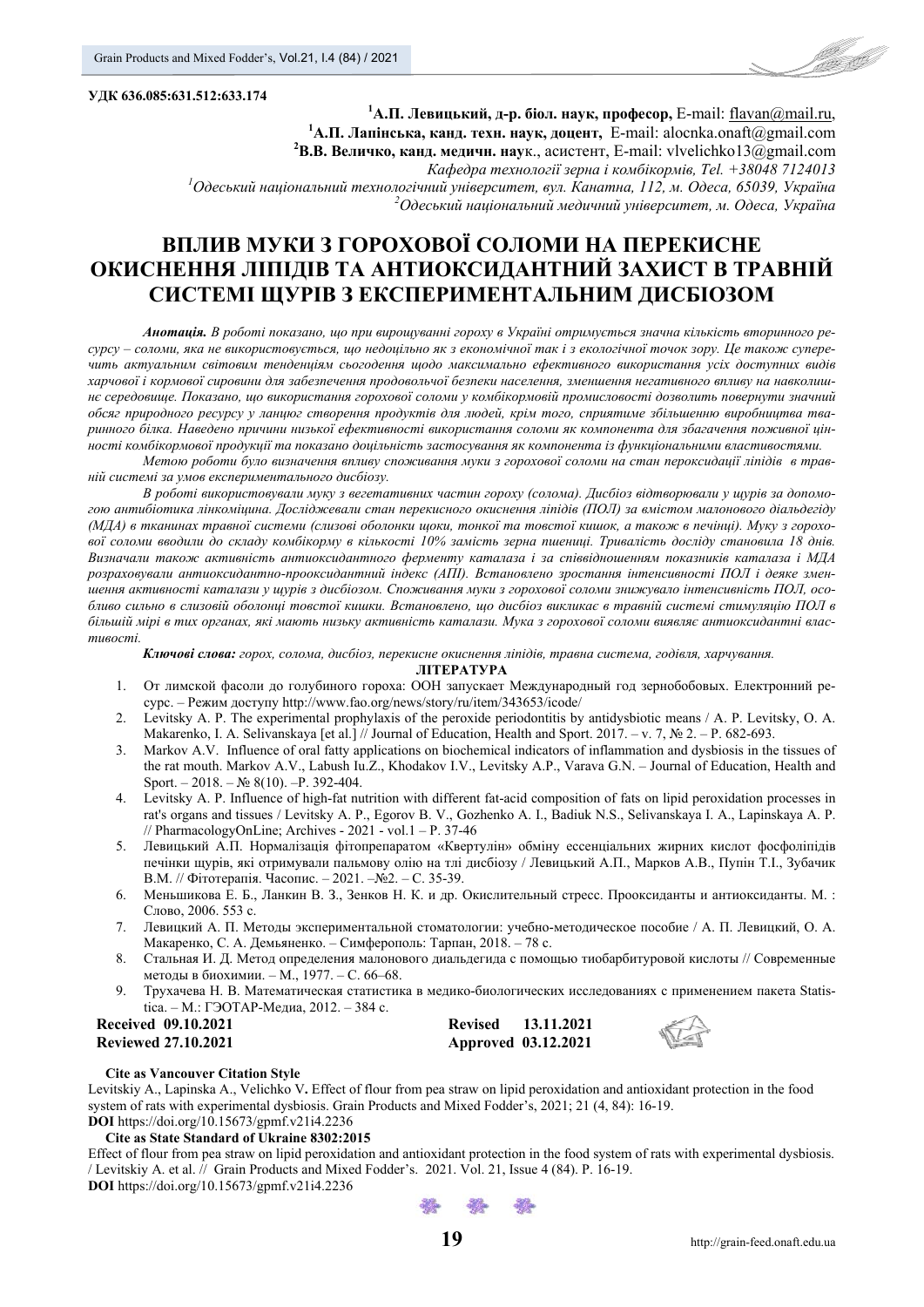**УДК 636.085:631.512:633.174**

**[1]А.П. Левицький, д-р. біол. наук, професор,** E-mail: flavan@mail.ru,
**[1]А.П. Лапінська, канд. техн. наук, доцент,** E-mail: alocnka.onaft@gmail.com
**[2]В.В. Величко, канд. медичн. наук**., асистент, E-mail: vlvelichko13@gmail.com
*Кафедра технології зерна і комбікормів, Tel. +38048 7124013*
*[1]Одеський національний технологічний університет, вул. Канатна, 112, м. Одеса, 65039, Україна*
*[2]Одеський національний медичний університет, м. Одеса, Україна*

# ВПЛИВ МУКИ З ГОРОХОВОЇ СОЛОМИ НА ПЕРЕКИСНЕ ОКИСНЕННЯ ЛІПІДІВ ТА АНТИОКСИДАНТНИЙ ЗАХИСТ В ТРАВНІЙ СИСТЕМІ ЩУРІВ З ЕКСПЕРИМЕНТАЛЬНИМ ДИСБІОЗОМ

***Анотація.*** *В роботі показано, що при вирощуванні гороху в Україні отримується значна кількість вторинного ресурсу – соломи, яка не використовується, що недоцільно як з економічної так і з екологічної точок зору. Це також суперечить актуальним світовим тенденціям сьогодення щодо максимально ефективного використання усіх доступних видів харчової і кормової сировини для забезпечення продовольчої безпеки населення, зменшення негативного впливу на навколишнє середовище. Показано, що використання горохової соломи у комбікормовій промисловості дозволить повернути значний обсяг природного ресурсу у ланцюг створення продуктів для людей, крім того, сприятиме збільшенню виробництва тваринного білка. Наведено причини низької ефективності використання соломи як компонента для збагачення поживної цінності комбікормової продукції та показано доцільність застосування як компонента із функціональними властивостями.*

*Метою роботи було визначення впливу споживання муки з горохової соломи на стан пероксидації ліпідів в травній системі за умов експериментального дисбіозу.*

*В роботі використовували муку з вегетативних частин гороху (солома). Дисбіоз відтворювали у щурів за допомогою антибіотика лінкоміцина. Досліджевали стан перекисного окиснення ліпідів (ПОЛ) за вмістом малонового діальдегіду (МДА) в тканинах травної системи (слизові оболонки щоки, тонкої та товстої кишок, а також в печінці). Муку з горохової соломи вводили до складу комбікорму в кількості 10% замість зерна пшениці. Тривалість досліду становила 18 днів. Визначали також активність антиоксидантного ферменту каталаза і за співвідношенням показників каталаза і МДА розраховували антиоксидантно-прооксидантний індекс (АПІ). Встановлено зростання інтенсивності ПОЛ і деяке зменшення активності каталази у щурів з дисбіозом. Споживання муки з горохової соломи знижувало інтенсивність ПОЛ, особливо сильно в слизовій оболонці товстої кишки. Встановлено, що дисбіоз викликає в травній системі стимуляцію ПОЛ в більшій мірі в тих органах, які мають низьку активність каталази. Мука з горохової соломи виявляє антиоксидантні властивості.*

***Ключові слова:*** *горох, солома, дисбіоз, перекисне окиснення ліпідів, травна система, годівля, харчування.*

## ЛІТЕРАТУРА

1. От лимской фасоли до голубиного гороха: ООН запускает Международный год зернобобовых. Електронний ресурс. – Режим доступу http://www.fao.org/news/story/ru/item/343653/icode/
2. Levitsky A. P. The experimental prophylaxis of the peroxide periodontitis by antidysbiotic means / A. P. Levitsky, O. A. Makarenko, I. A. Selivanskaya [et al.] // Journal of Education, Health and Sport. 2017. – v. 7, № 2. – P. 682-693.
3. Markov A.V. Influence of oral fatty applications on biochemical indicators of inflammation and dysbiosis in the tissues of the rat mouth. Markov A.V., Labush Iu.Z., Khodakov I.V., Levitsky A.P., Varava G.N. – Journal of Education, Health and Sport. – 2018. – № 8(10). –P. 392-404.
4. Levitsky A. P. Influence of high-fat nutrition with different fat-acid composition of fats on lipid peroxidation processes in rat's organs and tissues / Levitsky A. P., Egorov B. V., Gozhenko A. I., Badiuk N.S., Selivanskaya I. A., Lapinskaya A. P. // PharmacologyOnLine; Archives - 2021 - vol.1 – P. 37-46
5. Левицький А.П. Нормалізація фітопрепаратом «Квертулін» обміну ессенціальних жирних кислот фосфоліпідів печінки щурів, які отримували пальмову олію на тлі дисбіозу / Левицький А.П., Марков А.В., Пупін Т.І., Зубачик В.М. // Фітотерапія. Часопис. – 2021. –№2. – С. 35-39.
6. Меньшикова Е. Б., Ланкин В. З., Зенков Н. К. и др. Окислительный стресс. Прооксиданты и антиоксиданты. М. : Слово, 2006. 553 с.
7. Левицкий А. П. Методы экспериментальной стоматологии: учебно-методическое пособие / А. П. Левицкий, О. А. Макаренко, С. А. Демьяненко. – Симферополь: Тарпан, 2018. – 78 с.
8. Стальная И. Д. Метод определения малонового диальдегида с помощью тиобарбитуровой кислоты // Современные методы в биохимии. – М., 1977. – С. 66–68.
9. Трухачева Н. В. Математическая статистика в медико-биологических исследованиях с применением пакета Statistica. – М.: ГЭОТАР-Медиа, 2012. – 384 с.

**Received 09.10.2021** **Revised 13.11.2021**
**Reviewed 27.10.2021** **Approved 03.12.2021**

**Cite as Vancouver Citation Style**

Levitskiy A., Lapinska A., Velichko V**.** Effect of flour from pea straw on lipid peroxidation and antioxidant protection in the food system of rats with experimental dysbiosis. Grain Products and Mixed Fodder's, 2021; 21 (4, 84): 16-19.
**DOI** https://doi.org/10.15673/gpmf.v21i4.2236

**Cite as State Standard of Ukraine 8302:2015**

Effect of flour from pea straw on lipid peroxidation and antioxidant protection in the food system of rats with experimental dysbiosis. / Levitskiy A. et al. // Grain Products and Mixed Fodder's. 2021. Vol. 21, Issue 4 (84). P. 16-19.
**DOI** https://doi.org/10.15673/gpmf.v21i4.2236